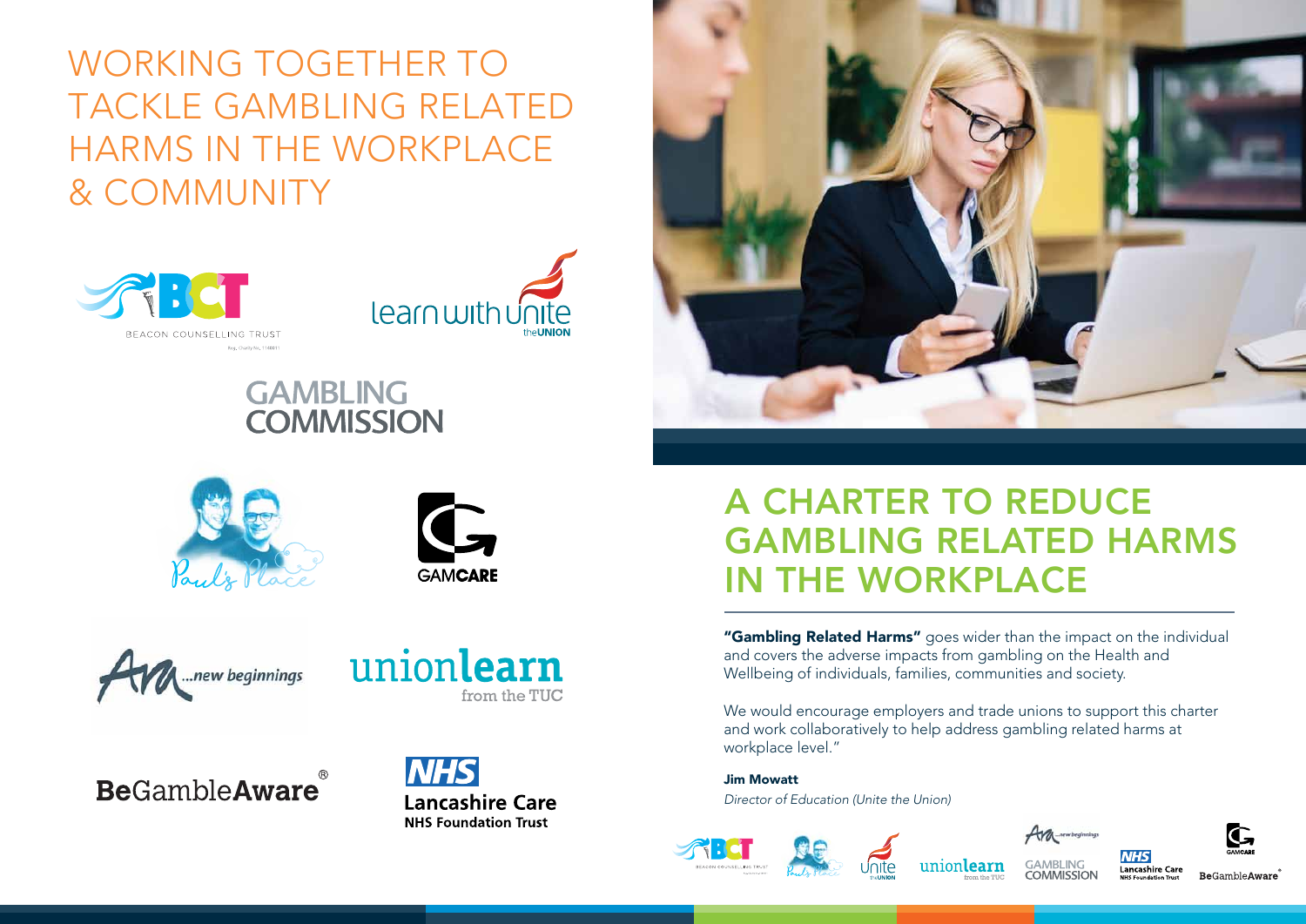# WORKING TOGETHER TO TACKLE GAMBLING RELATED HARMS IN THE WORKPLACE & COMMUNITY

# A CHARTER TO REDUCE GAMBLING RELATED HARMS IN THE WORKPLACE

**"Gambling Related Harms"** goes wider than the impact on the individual and covers the adverse impacts from gambling on the Health and Wellbeing of individuals, families, communities and society.

We would encourage employers and trade unions to support this charter and work collaboratively to help address gambling related harms at workplace level."

**Jim Mowatt**

*Director of Education (Unite the Union)*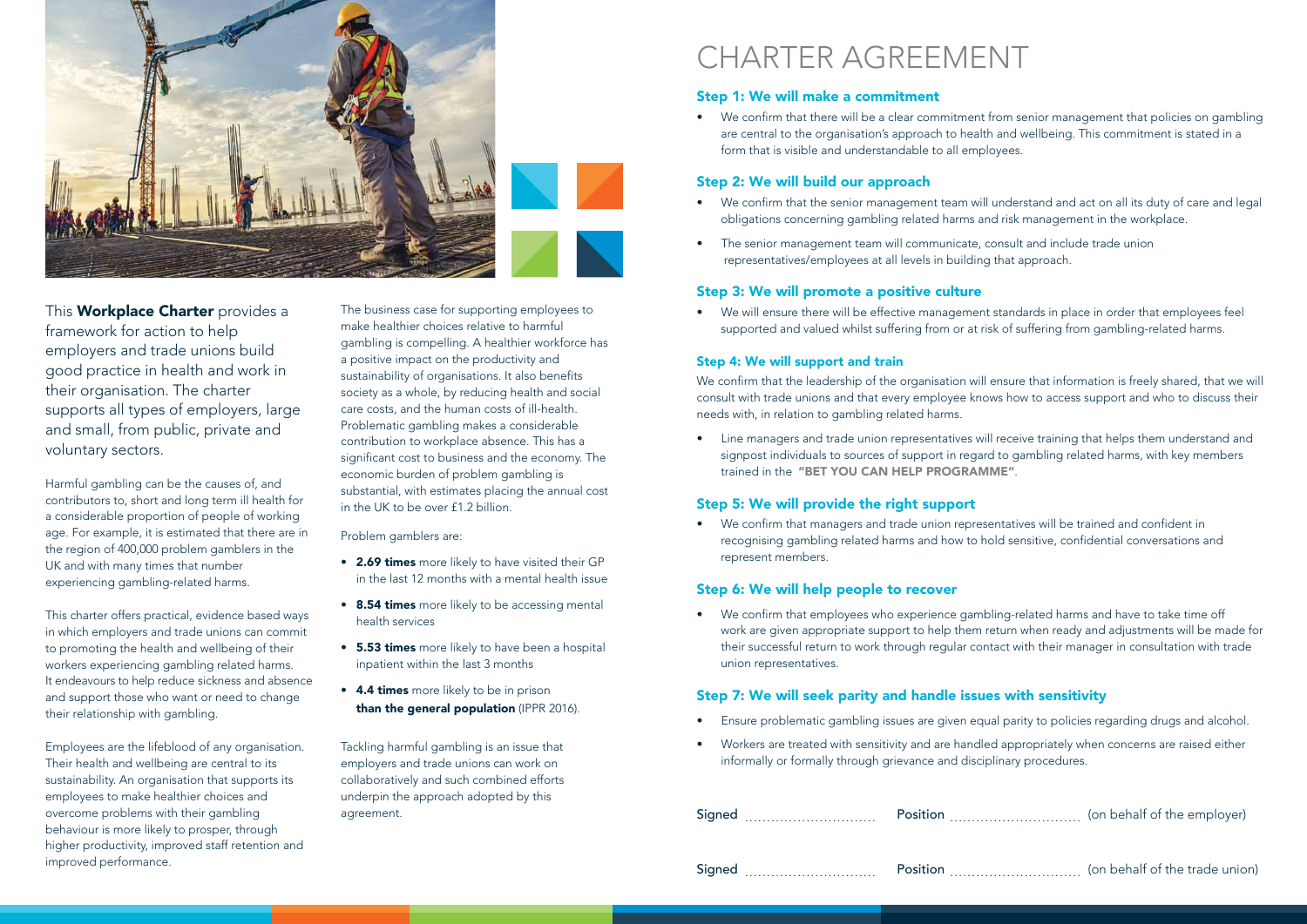This **Workplace Charter** provides a framework for action to help employers and trade unions build good practice in health and work in their organisation. The charter supports all types of employers, large and small, from public, private and voluntary sectors.

Harmful gambling can be the causes of, and contributors to, short and long term ill health for a considerable proportion of people of working age. For example, it is estimated that there are in the region of 400,000 problem gamblers in the UK and with many times that number experiencing gambling-related harms.

This charter offers practical, evidence based ways in which employers and trade unions can commit to promoting the health and wellbeing of their workers experiencing gambling related harms. It endeavours to help reduce sickness and absence and support those who want or need to change their relationship with gambling.

Employees are the lifeblood of any organisation. Their health and wellbeing are central to its sustainability. An organisation that supports its employees to make healthier choices and overcome problems with their gambling behaviour is more likely to prosper, through higher productivity, improved staff retention and improved performance.

The business case for supporting employees to make healthier choices relative to harmful gambling is compelling. A healthier workforce has a positive impact on the productivity and sustainability of organisations. It also benefits society as a whole, by reducing health and social care costs, and the human costs of ill-health. Problematic gambling makes a considerable contribution to workplace absence. This has a significant cost to business and the economy. The economic burden of problem gambling is substantial, with estimates placing the annual cost in the UK to be over £1.2 billion.

Problem gamblers are:

- **2.69 times** more likely to have visited their GP in the last 12 months with a mental health issue
- **8.54 times** more likely to be accessing mental health services
- **5.53 times** more likely to have been a hospital inpatient within the last 3 months
- **4.4 times** more likely to be in prison **than the general population** (IPPR 2016).

Tackling harmful gambling is an issue that employers and trade unions can work on collaboratively and such combined efforts underpin the approach adopted by this agreement.

# CHARTER AGREEMENT

## Step 1: We will make a commitment

- We confirm that there will be a clear commitment from senior management that policies on gambling are central to the organisation's approach to health and wellbeing. This commitment is stated in a form that is visible and understandable to all employees.

## Step 2: We will build our approach

- We confirm that the senior management team will understand and act on all its duty of care and legal obligations concerning gambling related harms and risk management in the workplace.
- The senior management team will communicate, consult and include trade union representatives/employees at all levels in building that approach.

## Step 3: We will promote a positive culture

- We will ensure there will be effective management standards in place in order that employees feel supported and valued whilst suffering from or at risk of suffering from gambling-related harms.

## Step 4: We will support and train

We confirm that the leadership of the organisation will ensure that information is freely shared, that we will consult with trade unions and that every employee knows how to access support and who to discuss their needs with, in relation to gambling related harms.

- Line managers and trade union representatives will receive training that helps them understand and signpost individuals to sources of support in regard to gambling related harms, with key members trained in the **"BET YOU CAN HELP PROGRAMME"**.

## Step 5: We will provide the right support

- We confirm that managers and trade union representatives will be trained and confident in recognising gambling related harms and how to hold sensitive, confidential conversations and represent members.

## Step 6: We will help people to recover

- We confirm that employees who experience gambling-related harms and have to take time off work are given appropriate support to help them return when ready and adjustments will be made for their successful return to work through regular contact with their manager in consultation with trade union representatives.

## Step 7: We will seek parity and handle issues with sensitivity

- Ensure problematic gambling issues are given equal parity to policies regarding drugs and alcohol.
- Workers are treated with sensitivity and are handled appropriately when concerns are raised either informally or formally through grievance and disciplinary procedures.

Signed .............................. Position .............................. (on behalf of the employer)

Signed .............................. Position .............................. (on behalf of the trade union)